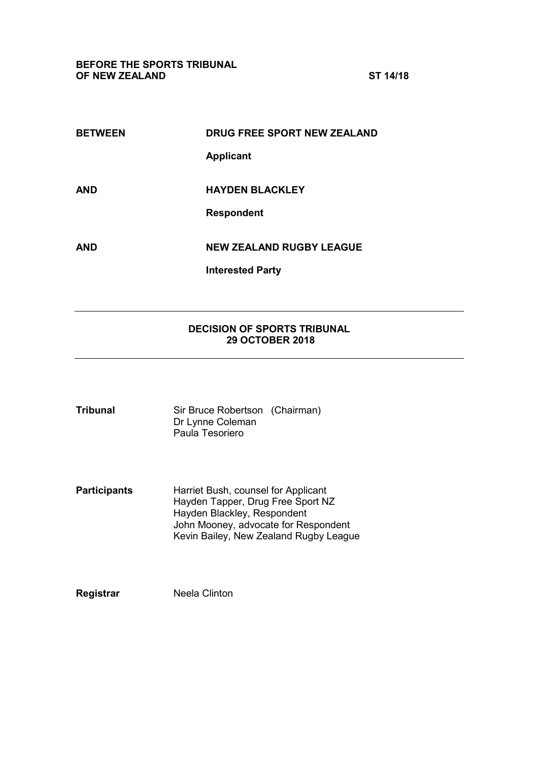**BEFORE THE SPORTS TRIBUNAL OF NEW ZEALAND** **ST 14/18**

| | |
|---|---|
| **BETWEEN** | **DRUG FREE SPORT NEW ZEALAND** |
| | **Applicant** |
| **AND** | **HAYDEN BLACKLEY** |
| | **Respondent** |
| **AND** | **NEW ZEALAND RUGBY LEAGUE** |
| | **Interested Party** |

---

**DECISION OF SPORTS TRIBUNAL**
**29 OCTOBER 2018**

---

| | |
|---|---|
| **Tribunal** | Sir Bruce Robertson (Chairman)<br>Dr Lynne Coleman<br>Paula Tesoriero |
| **Participants** | Harriet Bush, counsel for Applicant<br>Hayden Tapper, Drug Free Sport NZ<br>Hayden Blackley, Respondent<br>John Mooney, advocate for Respondent<br>Kevin Bailey, New Zealand Rugby League |
| **Registrar** | Neela Clinton |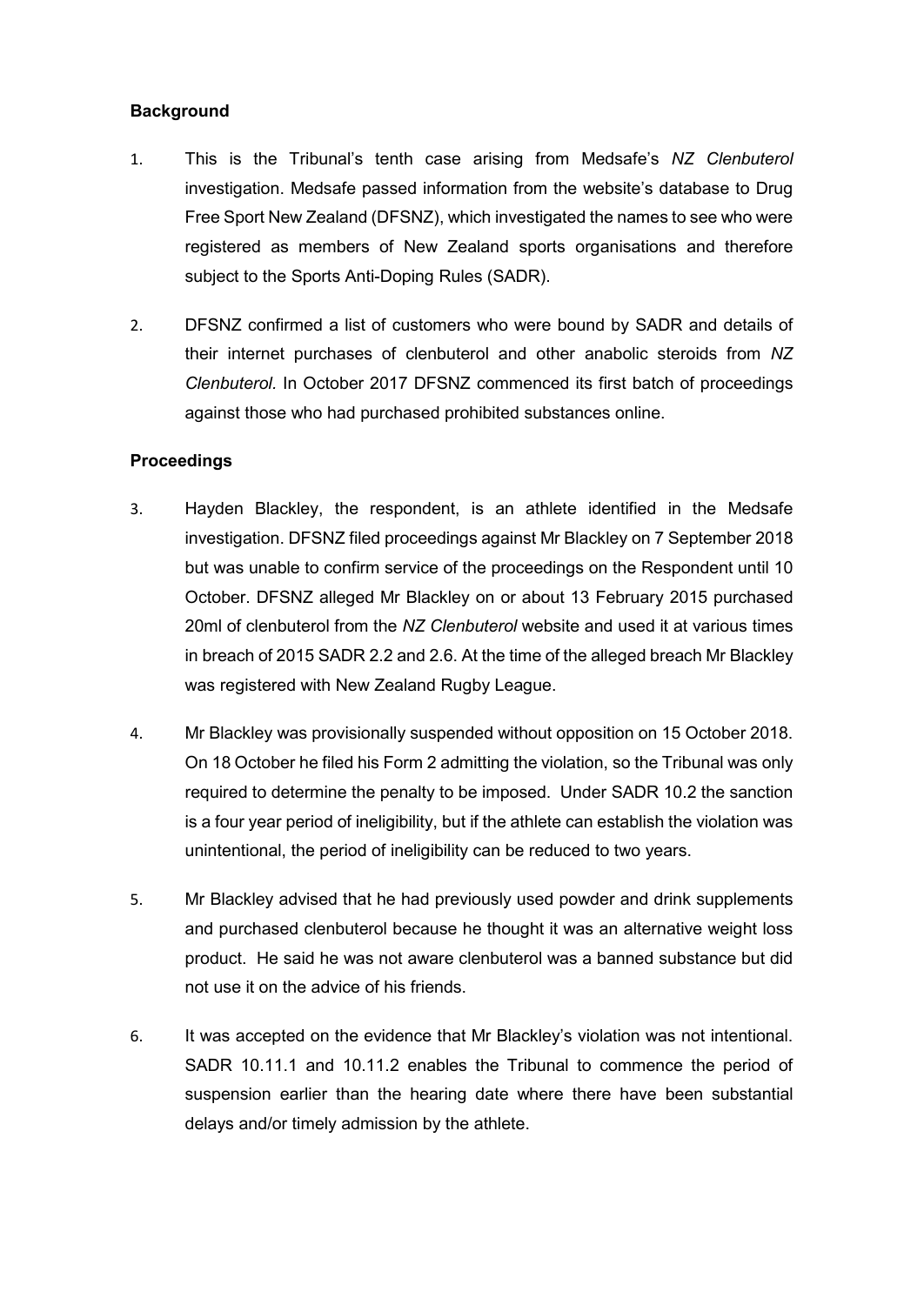**Background**

1. This is the Tribunal's tenth case arising from Medsafe's *NZ Clenbuterol* investigation. Medsafe passed information from the website's database to Drug Free Sport New Zealand (DFSNZ), which investigated the names to see who were registered as members of New Zealand sports organisations and therefore subject to the Sports Anti-Doping Rules (SADR).

2. DFSNZ confirmed a list of customers who were bound by SADR and details of their internet purchases of clenbuterol and other anabolic steroids from *NZ Clenbuterol*. In October 2017 DFSNZ commenced its first batch of proceedings against those who had purchased prohibited substances online.

**Proceedings**

3. Hayden Blackley, the respondent, is an athlete identified in the Medsafe investigation. DFSNZ filed proceedings against Mr Blackley on 7 September 2018 but was unable to confirm service of the proceedings on the Respondent until 10 October. DFSNZ alleged Mr Blackley on or about 13 February 2015 purchased 20ml of clenbuterol from the *NZ Clenbuterol* website and used it at various times in breach of 2015 SADR 2.2 and 2.6. At the time of the alleged breach Mr Blackley was registered with New Zealand Rugby League.

4. Mr Blackley was provisionally suspended without opposition on 15 October 2018. On 18 October he filed his Form 2 admitting the violation, so the Tribunal was only required to determine the penalty to be imposed. Under SADR 10.2 the sanction is a four year period of ineligibility, but if the athlete can establish the violation was unintentional, the period of ineligibility can be reduced to two years.

5. Mr Blackley advised that he had previously used powder and drink supplements and purchased clenbuterol because he thought it was an alternative weight loss product. He said he was not aware clenbuterol was a banned substance but did not use it on the advice of his friends.

6. It was accepted on the evidence that Mr Blackley's violation was not intentional. SADR 10.11.1 and 10.11.2 enables the Tribunal to commence the period of suspension earlier than the hearing date where there have been substantial delays and/or timely admission by the athlete.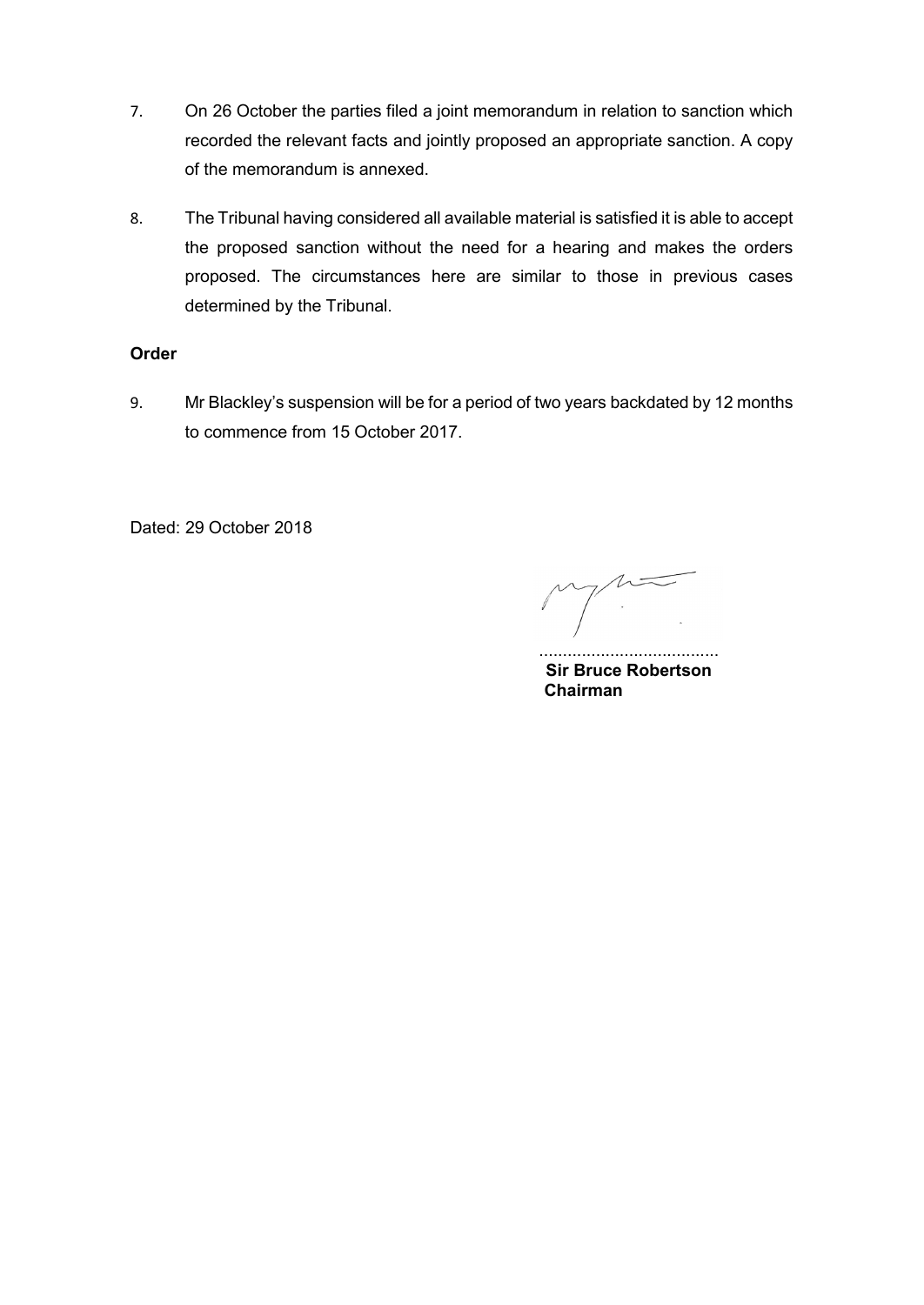7. On 26 October the parties filed a joint memorandum in relation to sanction which recorded the relevant facts and jointly proposed an appropriate sanction. A copy of the memorandum is annexed.

8. The Tribunal having considered all available material is satisfied it is able to accept the proposed sanction without the need for a hearing and makes the orders proposed. The circumstances here are similar to those in previous cases determined by the Tribunal.

**Order**

9. Mr Blackley's suspension will be for a period of two years backdated by 12 months to commence from 15 October 2017.

Dated: 29 October 2018

.....................................

**Sir Bruce Robertson**
**Chairman**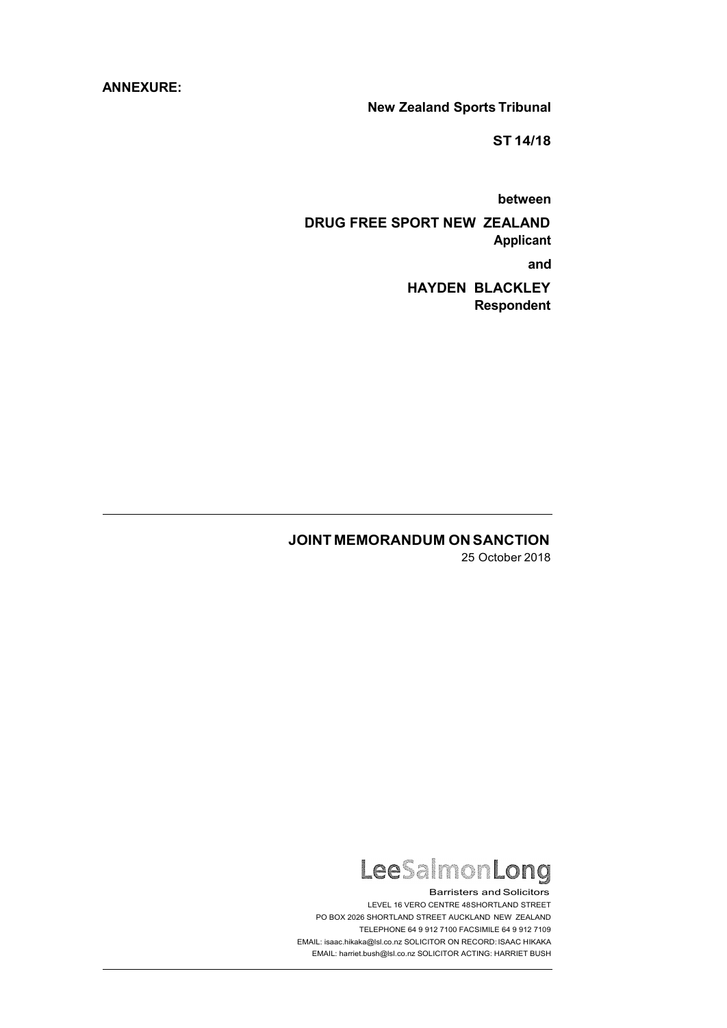**ANNEXURE:**

**New Zealand Sports Tribunal**

**ST 14/18**

**between**

**DRUG FREE SPORT NEW ZEALAND**
**Applicant**

**and**

**HAYDEN BLACKLEY**
**Respondent**

---

**JOINT MEMORANDUM ON SANCTION**

25 October 2018

LeeSalmonLong

Barristers and Solicitors

LEVEL 16 VERO CENTRE 48SHORTLAND STREET
PO BOX 2026 SHORTLAND STREET AUCKLAND NEW ZEALAND
TELEPHONE 64 9 912 7100 FACSIMILE 64 9 912 7109
EMAIL: isaac.hikaka@lsl.co.nz SOLICITOR ON RECORD: ISAAC HIKAKA
EMAIL: harriet.bush@lsl.co.nz SOLICITOR ACTING: HARRIET BUSH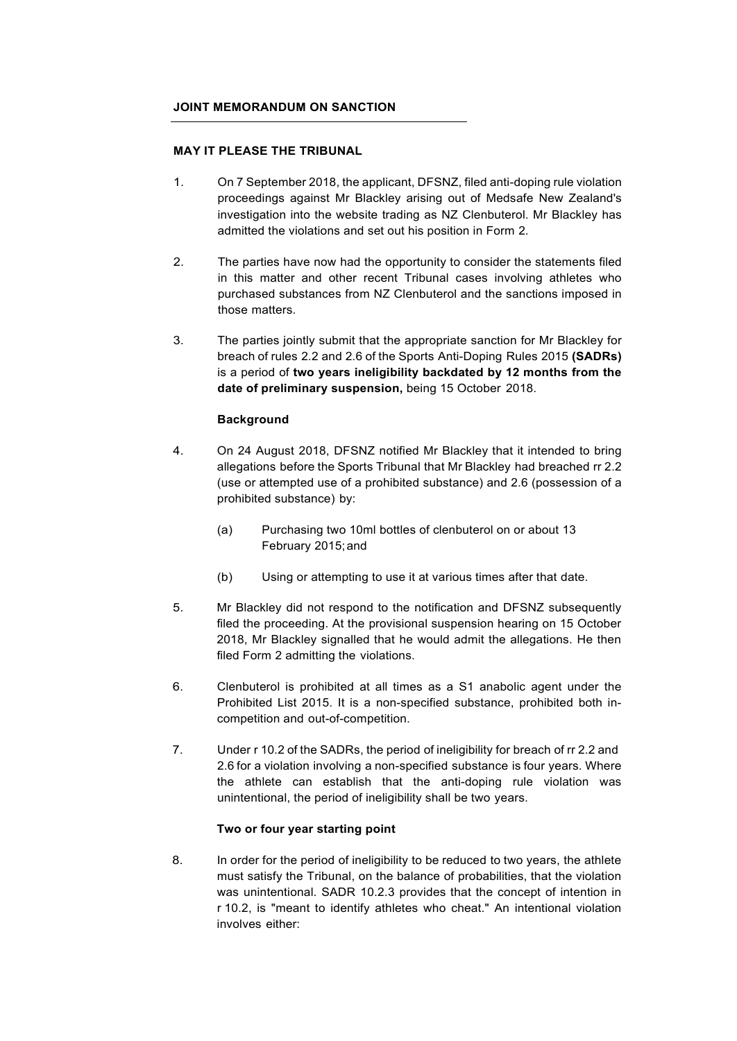## JOINT MEMORANDUM ON SANCTION

**MAY IT PLEASE THE TRIBUNAL**

1. On 7 September 2018, the applicant, DFSNZ, filed anti-doping rule violation proceedings against Mr Blackley arising out of Medsafe New Zealand's investigation into the website trading as NZ Clenbuterol. Mr Blackley has admitted the violations and set out his position in Form 2.

2. The parties have now had the opportunity to consider the statements filed in this matter and other recent Tribunal cases involving athletes who purchased substances from NZ Clenbuterol and the sanctions imposed in those matters.

3. The parties jointly submit that the appropriate sanction for Mr Blackley for breach of rules 2.2 and 2.6 of the Sports Anti-Doping Rules 2015 **(SADRs)** is a period of **two years ineligibility backdated by 12 months from the date of preliminary suspension,** being 15 October 2018.

**Background**

4. On 24 August 2018, DFSNZ notified Mr Blackley that it intended to bring allegations before the Sports Tribunal that Mr Blackley had breached rr 2.2 (use or attempted use of a prohibited substance) and 2.6 (possession of a prohibited substance) by:

   (a) Purchasing two 10ml bottles of clenbuterol on or about 13 February 2015; and

   (b) Using or attempting to use it at various times after that date.

5. Mr Blackley did not respond to the notification and DFSNZ subsequently filed the proceeding. At the provisional suspension hearing on 15 October 2018, Mr Blackley signalled that he would admit the allegations. He then filed Form 2 admitting the violations.

6. Clenbuterol is prohibited at all times as a S1 anabolic agent under the Prohibited List 2015. It is a non-specified substance, prohibited both in-competition and out-of-competition.

7. Under r 10.2 of the SADRs, the period of ineligibility for breach of rr 2.2 and 2.6 for a violation involving a non-specified substance is four years. Where the athlete can establish that the anti-doping rule violation was unintentional, the period of ineligibility shall be two years.

**Two or four year starting point**

8. In order for the period of ineligibility to be reduced to two years, the athlete must satisfy the Tribunal, on the balance of probabilities, that the violation was unintentional. SADR 10.2.3 provides that the concept of intention in r 10.2, is "meant to identify athletes who cheat." An intentional violation involves either: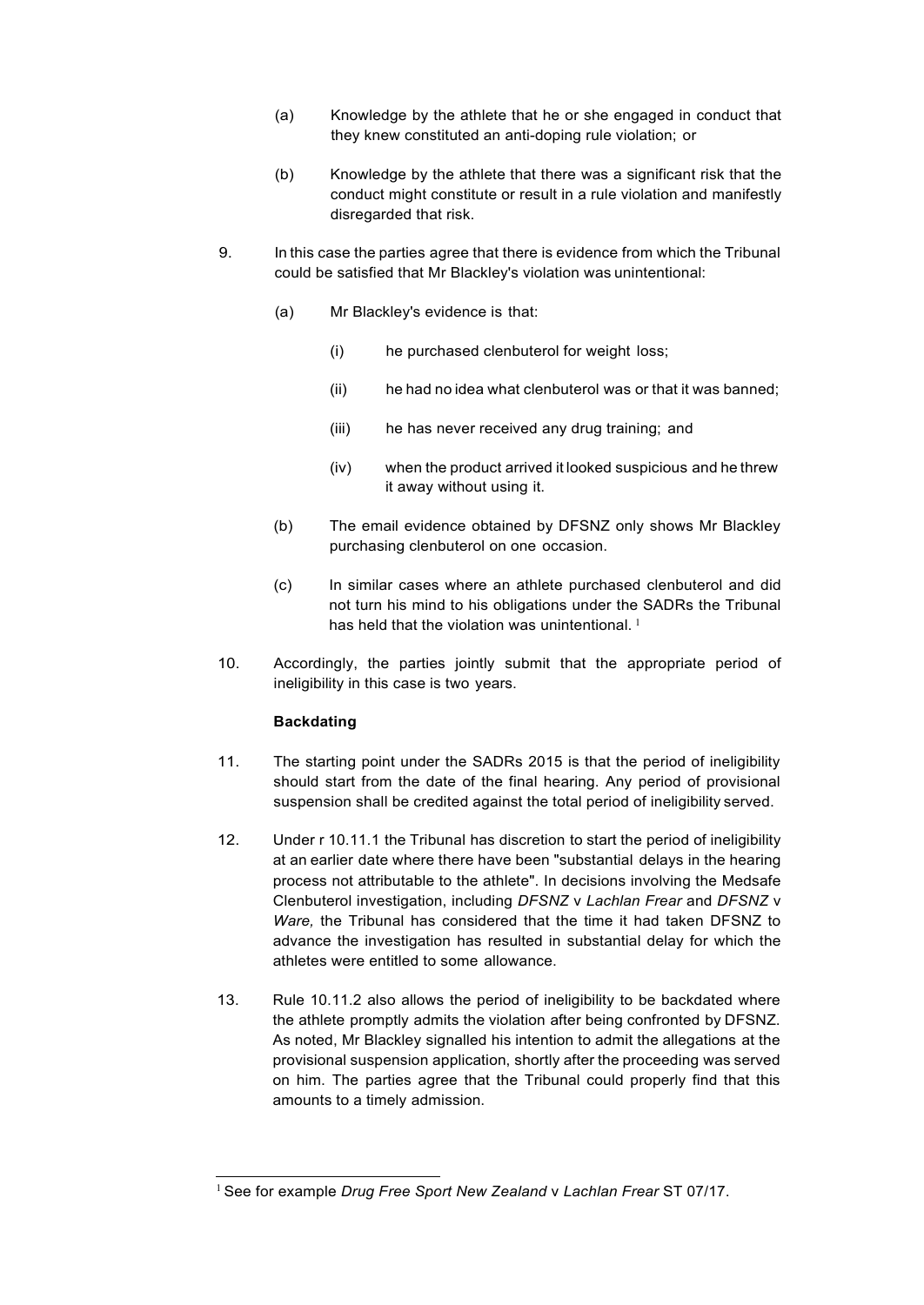(a) Knowledge by the athlete that he or she engaged in conduct that they knew constituted an anti-doping rule violation; or

(b) Knowledge by the athlete that there was a significant risk that the conduct might constitute or result in a rule violation and manifestly disregarded that risk.

9. In this case the parties agree that there is evidence from which the Tribunal could be satisfied that Mr Blackley's violation was unintentional:

   (a) Mr Blackley's evidence is that:

      (i) he purchased clenbuterol for weight loss;

      (ii) he had no idea what clenbuterol was or that it was banned;

      (iii) he has never received any drug training; and

      (iv) when the product arrived it looked suspicious and he threw it away without using it.

   (b) The email evidence obtained by DFSNZ only shows Mr Blackley purchasing clenbuterol on one occasion.

   (c) In similar cases where an athlete purchased clenbuterol and did not turn his mind to his obligations under the SADRs the Tribunal has held that the violation was unintentional. [1]

10. Accordingly, the parties jointly submit that the appropriate period of ineligibility in this case is two years.

**Backdating**

11. The starting point under the SADRs 2015 is that the period of ineligibility should start from the date of the final hearing. Any period of provisional suspension shall be credited against the total period of ineligibility served.

12. Under r 10.11.1 the Tribunal has discretion to start the period of ineligibility at an earlier date where there have been "substantial delays in the hearing process not attributable to the athlete". In decisions involving the Medsafe Clenbuterol investigation, including *DFSNZ* v *Lachlan Frear* and *DFSNZ* v *Ware,* the Tribunal has considered that the time it had taken DFSNZ to advance the investigation has resulted in substantial delay for which the athletes were entitled to some allowance.

13. Rule 10.11.2 also allows the period of ineligibility to be backdated where the athlete promptly admits the violation after being confronted by DFSNZ. As noted, Mr Blackley signalled his intention to admit the allegations at the provisional suspension application, shortly after the proceeding was served on him. The parties agree that the Tribunal could properly find that this amounts to a timely admission.

---

[1] See for example *Drug Free Sport New Zealand* v *Lachlan Frear* ST 07/17.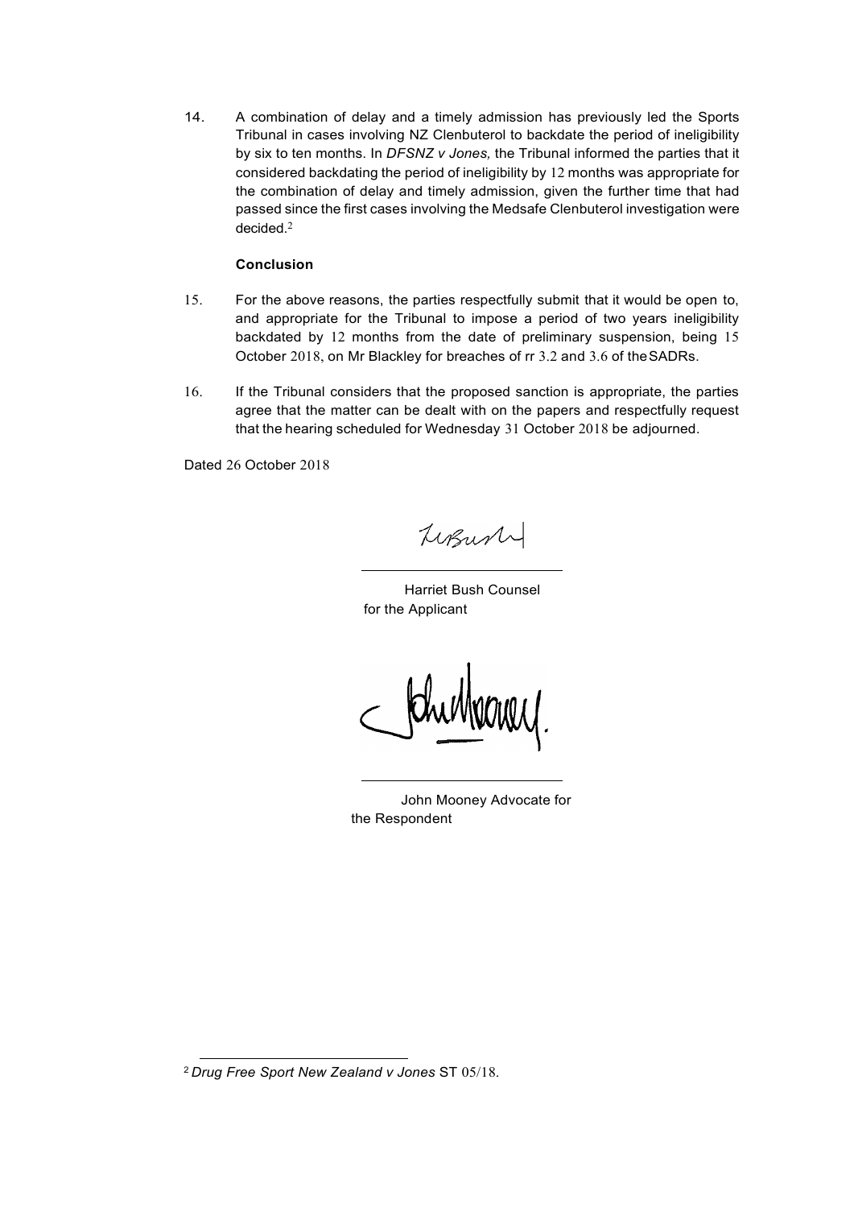14. A combination of delay and a timely admission has previously led the Sports Tribunal in cases involving NZ Clenbuterol to backdate the period of ineligibility by six to ten months. In *DFSNZ v Jones,* the Tribunal informed the parties that it considered backdating the period of ineligibility by 12 months was appropriate for the combination of delay and timely admission, given the further time that had passed since the first cases involving the Medsafe Clenbuterol investigation were decided.[2]

**Conclusion**

15. For the above reasons, the parties respectfully submit that it would be open to, and appropriate for the Tribunal to impose a period of two years ineligibility backdated by 12 months from the date of preliminary suspension, being 15 October 2018, on Mr Blackley for breaches of rr 3.2 and 3.6 of the SADRs.

16. If the Tribunal considers that the proposed sanction is appropriate, the parties agree that the matter can be dealt with on the papers and respectfully request that the hearing scheduled for Wednesday 31 October 2018 be adjourned.

Dated 26 October 2018

Harriet Bush Counsel for the Applicant

John Mooney Advocate for the Respondent

[2] *Drug Free Sport New Zealand v Jones* ST 05/18.